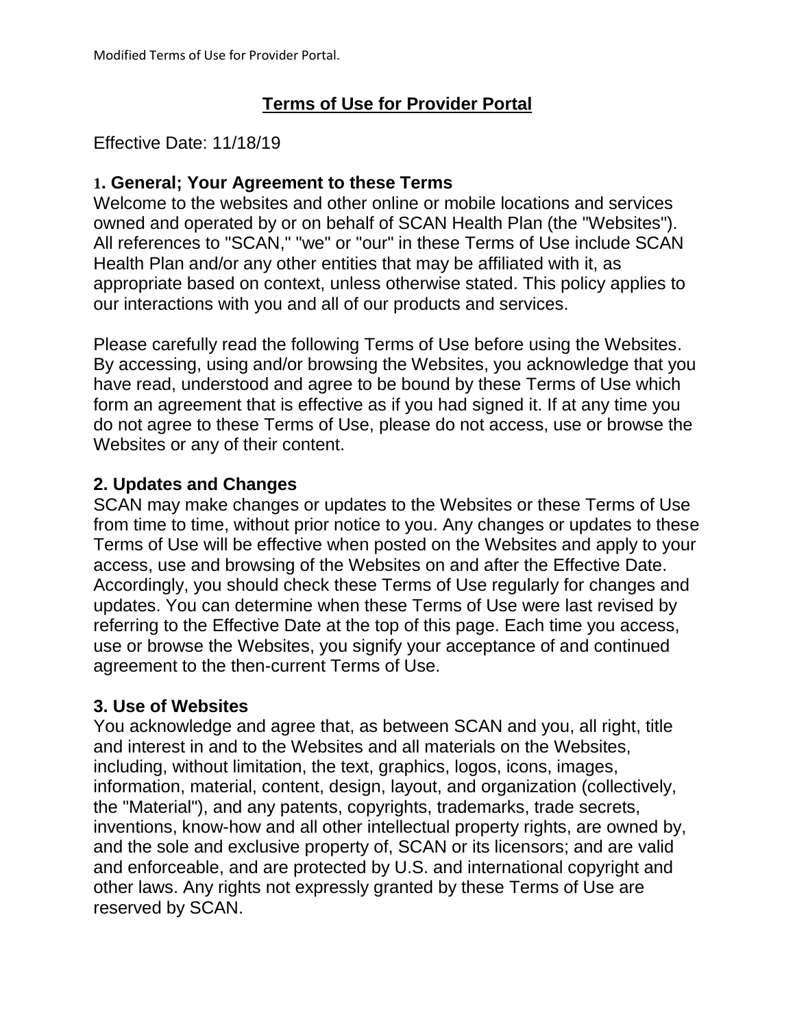Modified Terms of Use for Provider Portal.

# Terms of Use for Provider Portal

Effective Date: 11/18/19

## 1. General; Your Agreement to these Terms

Welcome to the websites and other online or mobile locations and services owned and operated by or on behalf of SCAN Health Plan (the "Websites"). All references to "SCAN," "we" or "our" in these Terms of Use include SCAN Health Plan and/or any other entities that may be affiliated with it, as appropriate based on context, unless otherwise stated. This policy applies to our interactions with you and all of our products and services.

Please carefully read the following Terms of Use before using the Websites. By accessing, using and/or browsing the Websites, you acknowledge that you have read, understood and agree to be bound by these Terms of Use which form an agreement that is effective as if you had signed it. If at any time you do not agree to these Terms of Use, please do not access, use or browse the Websites or any of their content.

## 2. Updates and Changes

SCAN may make changes or updates to the Websites or these Terms of Use from time to time, without prior notice to you. Any changes or updates to these Terms of Use will be effective when posted on the Websites and apply to your access, use and browsing of the Websites on and after the Effective Date. Accordingly, you should check these Terms of Use regularly for changes and updates. You can determine when these Terms of Use were last revised by referring to the Effective Date at the top of this page. Each time you access, use or browse the Websites, you signify your acceptance of and continued agreement to the then-current Terms of Use.

## 3. Use of Websites

You acknowledge and agree that, as between SCAN and you, all right, title and interest in and to the Websites and all materials on the Websites, including, without limitation, the text, graphics, logos, icons, images, information, material, content, design, layout, and organization (collectively, the "Material"), and any patents, copyrights, trademarks, trade secrets, inventions, know-how and all other intellectual property rights, are owned by, and the sole and exclusive property of, SCAN or its licensors; and are valid and enforceable, and are protected by U.S. and international copyright and other laws. Any rights not expressly granted by these Terms of Use are reserved by SCAN.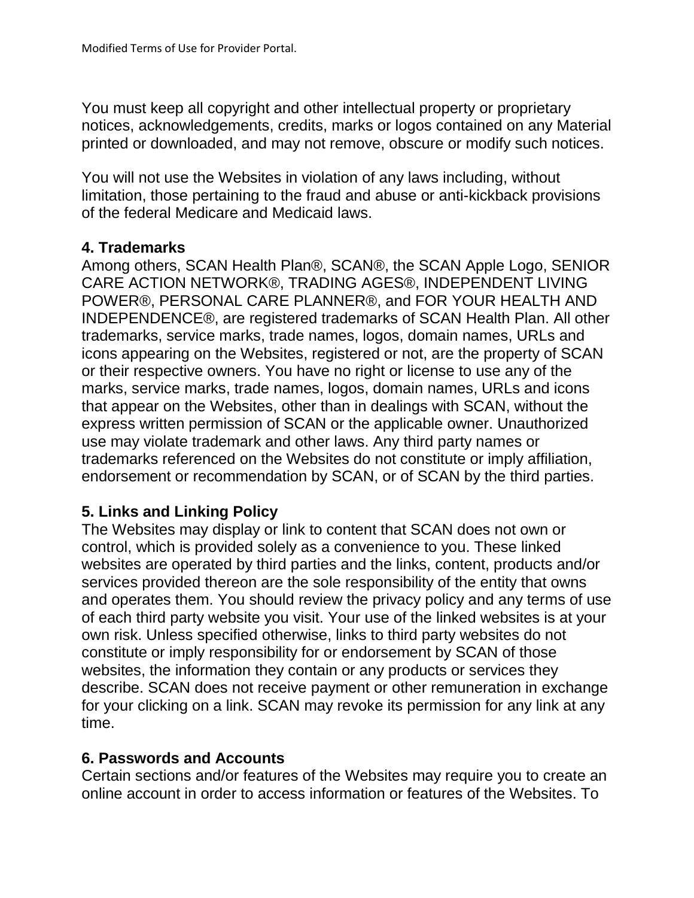You must keep all copyright and other intellectual property or proprietary notices, acknowledgements, credits, marks or logos contained on any Material printed or downloaded, and may not remove, obscure or modify such notices.

You will not use the Websites in violation of any laws including, without limitation, those pertaining to the fraud and abuse or anti-kickback provisions of the federal Medicare and Medicaid laws.

**4. Trademarks**

Among others, SCAN Health Plan®, SCAN®, the SCAN Apple Logo, SENIOR CARE ACTION NETWORK®, TRADING AGES®, INDEPENDENT LIVING POWER®, PERSONAL CARE PLANNER®, and FOR YOUR HEALTH AND INDEPENDENCE®, are registered trademarks of SCAN Health Plan. All other trademarks, service marks, trade names, logos, domain names, URLs and icons appearing on the Websites, registered or not, are the property of SCAN or their respective owners. You have no right or license to use any of the marks, service marks, trade names, logos, domain names, URLs and icons that appear on the Websites, other than in dealings with SCAN, without the express written permission of SCAN or the applicable owner. Unauthorized use may violate trademark and other laws. Any third party names or trademarks referenced on the Websites do not constitute or imply affiliation, endorsement or recommendation by SCAN, or of SCAN by the third parties.

**5. Links and Linking Policy**

The Websites may display or link to content that SCAN does not own or control, which is provided solely as a convenience to you. These linked websites are operated by third parties and the links, content, products and/or services provided thereon are the sole responsibility of the entity that owns and operates them. You should review the privacy policy and any terms of use of each third party website you visit. Your use of the linked websites is at your own risk. Unless specified otherwise, links to third party websites do not constitute or imply responsibility for or endorsement by SCAN of those websites, the information they contain or any products or services they describe. SCAN does not receive payment or other remuneration in exchange for your clicking on a link. SCAN may revoke its permission for any link at any time.

**6. Passwords and Accounts**

Certain sections and/or features of the Websites may require you to create an online account in order to access information or features of the Websites. To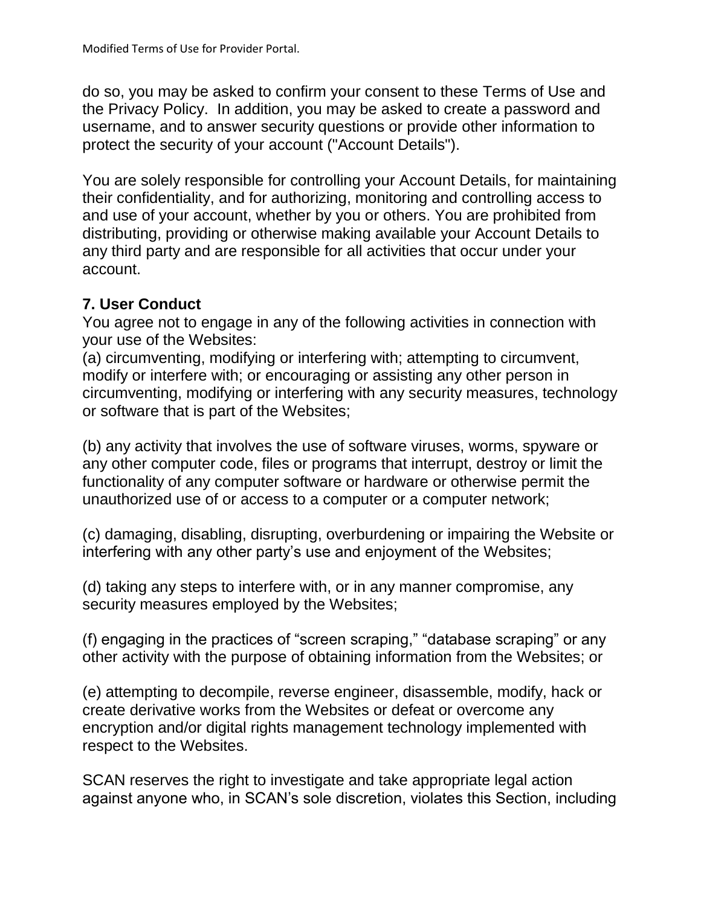do so, you may be asked to confirm your consent to these Terms of Use and the Privacy Policy. In addition, you may be asked to create a password and username, and to answer security questions or provide other information to protect the security of your account ("Account Details").

You are solely responsible for controlling your Account Details, for maintaining their confidentiality, and for authorizing, monitoring and controlling access to and use of your account, whether by you or others. You are prohibited from distributing, providing or otherwise making available your Account Details to any third party and are responsible for all activities that occur under your account.

**7. User Conduct**

You agree not to engage in any of the following activities in connection with your use of the Websites:

(a) circumventing, modifying or interfering with; attempting to circumvent, modify or interfere with; or encouraging or assisting any other person in circumventing, modifying or interfering with any security measures, technology or software that is part of the Websites;

(b) any activity that involves the use of software viruses, worms, spyware or any other computer code, files or programs that interrupt, destroy or limit the functionality of any computer software or hardware or otherwise permit the unauthorized use of or access to a computer or a computer network;

(c) damaging, disabling, disrupting, overburdening or impairing the Website or interfering with any other party's use and enjoyment of the Websites;

(d) taking any steps to interfere with, or in any manner compromise, any security measures employed by the Websites;

(f) engaging in the practices of "screen scraping," "database scraping" or any other activity with the purpose of obtaining information from the Websites; or

(e) attempting to decompile, reverse engineer, disassemble, modify, hack or create derivative works from the Websites or defeat or overcome any encryption and/or digital rights management technology implemented with respect to the Websites.

SCAN reserves the right to investigate and take appropriate legal action against anyone who, in SCAN's sole discretion, violates this Section, including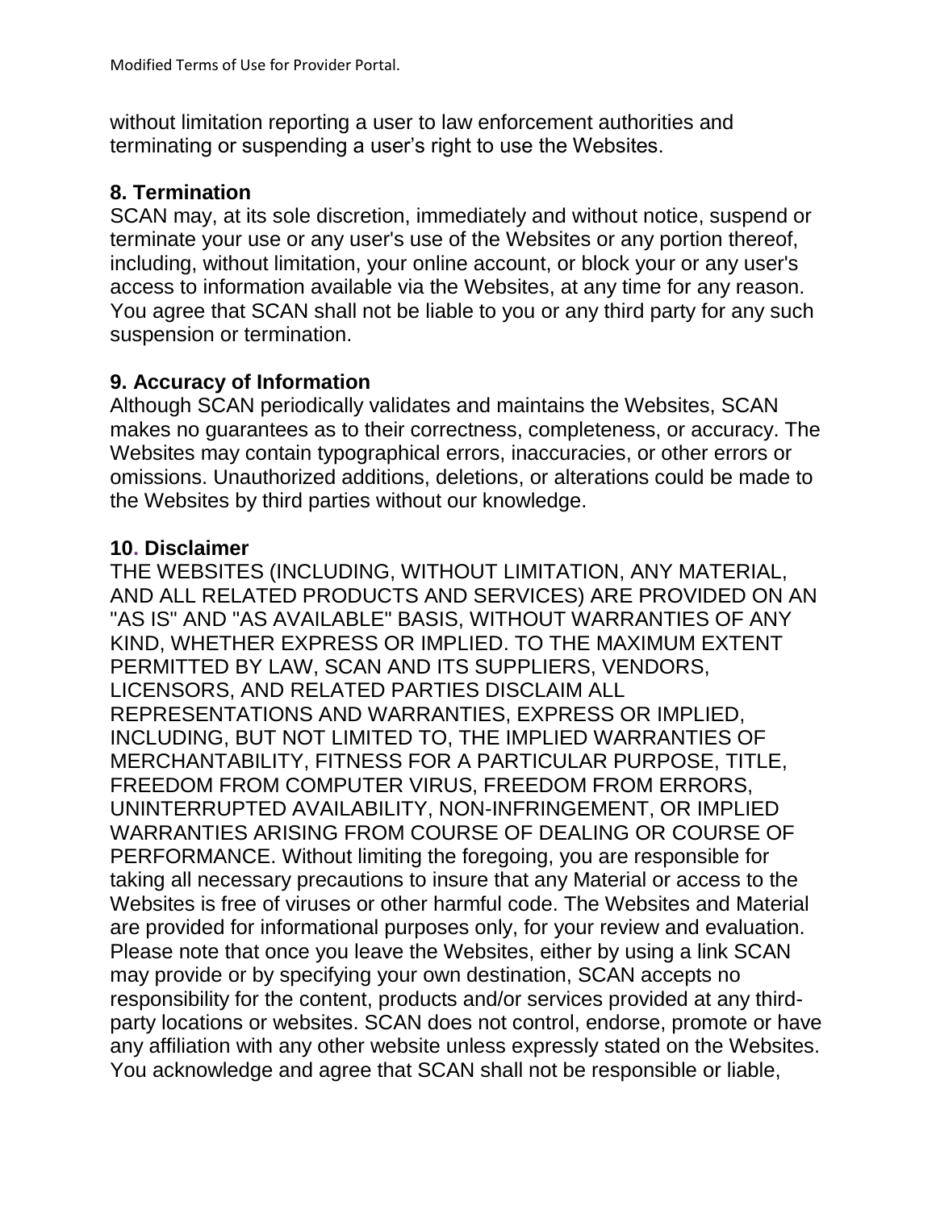without limitation reporting a user to law enforcement authorities and terminating or suspending a user's right to use the Websites.

## 8. Termination

SCAN may, at its sole discretion, immediately and without notice, suspend or terminate your use or any user's use of the Websites or any portion thereof, including, without limitation, your online account, or block your or any user's access to information available via the Websites, at any time for any reason. You agree that SCAN shall not be liable to you or any third party for any such suspension or termination.

## 9. Accuracy of Information

Although SCAN periodically validates and maintains the Websites, SCAN makes no guarantees as to their correctness, completeness, or accuracy. The Websites may contain typographical errors, inaccuracies, or other errors or omissions. Unauthorized additions, deletions, or alterations could be made to the Websites by third parties without our knowledge.

## 10. Disclaimer

THE WEBSITES (INCLUDING, WITHOUT LIMITATION, ANY MATERIAL, AND ALL RELATED PRODUCTS AND SERVICES) ARE PROVIDED ON AN "AS IS" AND "AS AVAILABLE" BASIS, WITHOUT WARRANTIES OF ANY KIND, WHETHER EXPRESS OR IMPLIED. TO THE MAXIMUM EXTENT PERMITTED BY LAW, SCAN AND ITS SUPPLIERS, VENDORS, LICENSORS, AND RELATED PARTIES DISCLAIM ALL REPRESENTATIONS AND WARRANTIES, EXPRESS OR IMPLIED, INCLUDING, BUT NOT LIMITED TO, THE IMPLIED WARRANTIES OF MERCHANTABILITY, FITNESS FOR A PARTICULAR PURPOSE, TITLE, FREEDOM FROM COMPUTER VIRUS, FREEDOM FROM ERRORS, UNINTERRUPTED AVAILABILITY, NON-INFRINGEMENT, OR IMPLIED WARRANTIES ARISING FROM COURSE OF DEALING OR COURSE OF PERFORMANCE. Without limiting the foregoing, you are responsible for taking all necessary precautions to insure that any Material or access to the Websites is free of viruses or other harmful code. The Websites and Material are provided for informational purposes only, for your review and evaluation. Please note that once you leave the Websites, either by using a link SCAN may provide or by specifying your own destination, SCAN accepts no responsibility for the content, products and/or services provided at any third-party locations or websites. SCAN does not control, endorse, promote or have any affiliation with any other website unless expressly stated on the Websites. You acknowledge and agree that SCAN shall not be responsible or liable,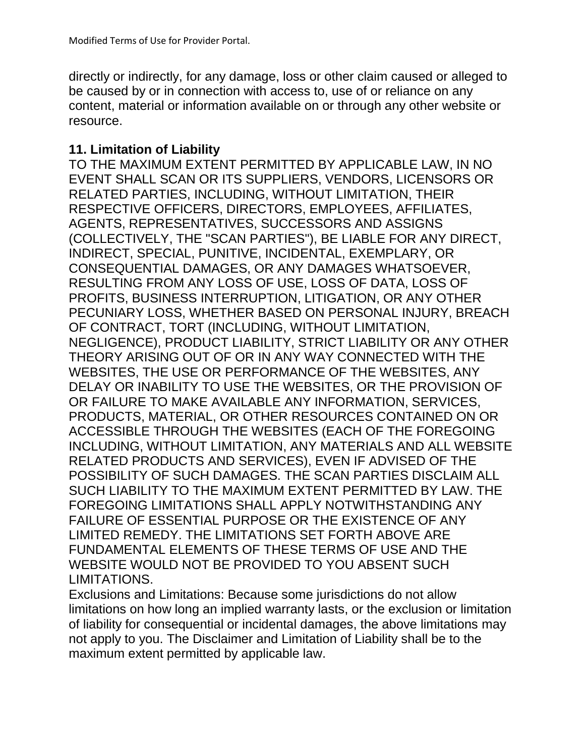directly or indirectly, for any damage, loss or other claim caused or alleged to be caused by or in connection with access to, use of or reliance on any content, material or information available on or through any other website or resource.

**11. Limitation of Liability**

TO THE MAXIMUM EXTENT PERMITTED BY APPLICABLE LAW, IN NO EVENT SHALL SCAN OR ITS SUPPLIERS, VENDORS, LICENSORS OR RELATED PARTIES, INCLUDING, WITHOUT LIMITATION, THEIR RESPECTIVE OFFICERS, DIRECTORS, EMPLOYEES, AFFILIATES, AGENTS, REPRESENTATIVES, SUCCESSORS AND ASSIGNS (COLLECTIVELY, THE "SCAN PARTIES"), BE LIABLE FOR ANY DIRECT, INDIRECT, SPECIAL, PUNITIVE, INCIDENTAL, EXEMPLARY, OR CONSEQUENTIAL DAMAGES, OR ANY DAMAGES WHATSOEVER, RESULTING FROM ANY LOSS OF USE, LOSS OF DATA, LOSS OF PROFITS, BUSINESS INTERRUPTION, LITIGATION, OR ANY OTHER PECUNIARY LOSS, WHETHER BASED ON PERSONAL INJURY, BREACH OF CONTRACT, TORT (INCLUDING, WITHOUT LIMITATION, NEGLIGENCE), PRODUCT LIABILITY, STRICT LIABILITY OR ANY OTHER THEORY ARISING OUT OF OR IN ANY WAY CONNECTED WITH THE WEBSITES, THE USE OR PERFORMANCE OF THE WEBSITES, ANY DELAY OR INABILITY TO USE THE WEBSITES, OR THE PROVISION OF OR FAILURE TO MAKE AVAILABLE ANY INFORMATION, SERVICES, PRODUCTS, MATERIAL, OR OTHER RESOURCES CONTAINED ON OR ACCESSIBLE THROUGH THE WEBSITES (EACH OF THE FOREGOING INCLUDING, WITHOUT LIMITATION, ANY MATERIALS AND ALL WEBSITE RELATED PRODUCTS AND SERVICES), EVEN IF ADVISED OF THE POSSIBILITY OF SUCH DAMAGES. THE SCAN PARTIES DISCLAIM ALL SUCH LIABILITY TO THE MAXIMUM EXTENT PERMITTED BY LAW. THE FOREGOING LIMITATIONS SHALL APPLY NOTWITHSTANDING ANY FAILURE OF ESSENTIAL PURPOSE OR THE EXISTENCE OF ANY LIMITED REMEDY. THE LIMITATIONS SET FORTH ABOVE ARE FUNDAMENTAL ELEMENTS OF THESE TERMS OF USE AND THE WEBSITE WOULD NOT BE PROVIDED TO YOU ABSENT SUCH LIMITATIONS.

Exclusions and Limitations: Because some jurisdictions do not allow limitations on how long an implied warranty lasts, or the exclusion or limitation of liability for consequential or incidental damages, the above limitations may not apply to you. The Disclaimer and Limitation of Liability shall be to the maximum extent permitted by applicable law.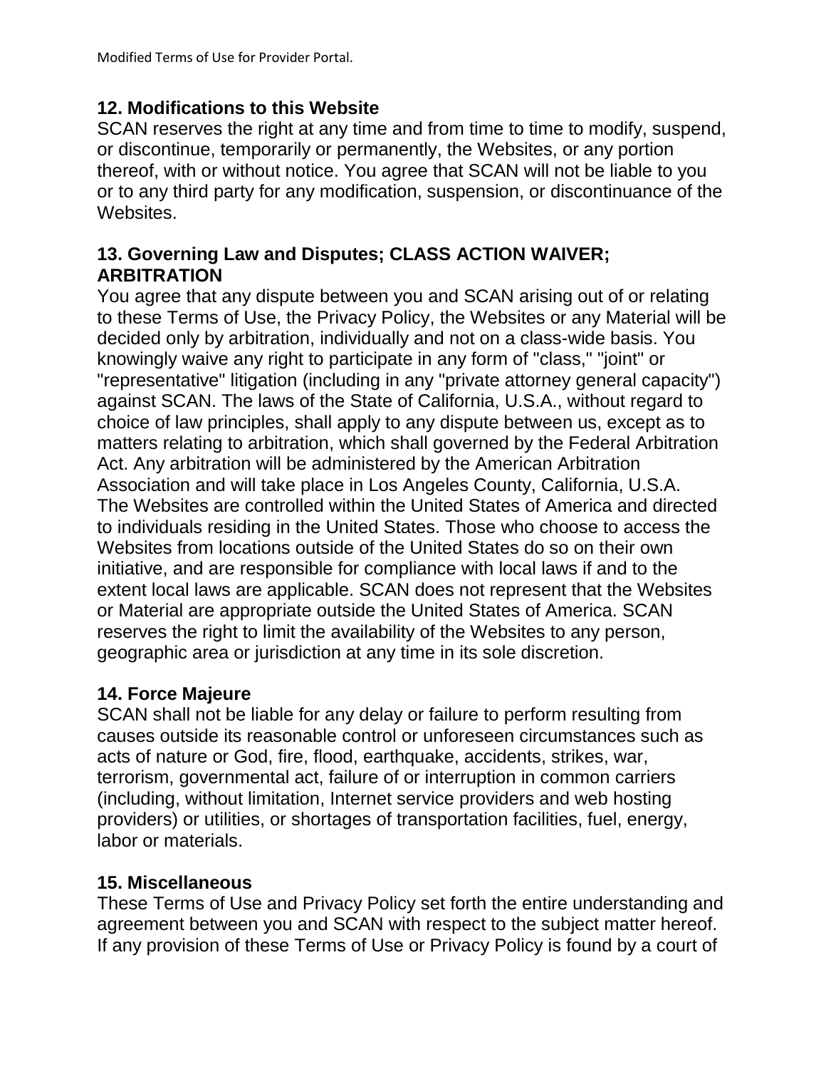## 12. Modifications to this Website

SCAN reserves the right at any time and from time to time to modify, suspend, or discontinue, temporarily or permanently, the Websites, or any portion thereof, with or without notice. You agree that SCAN will not be liable to you or to any third party for any modification, suspension, or discontinuance of the Websites.

## 13. Governing Law and Disputes; CLASS ACTION WAIVER; ARBITRATION

You agree that any dispute between you and SCAN arising out of or relating to these Terms of Use, the Privacy Policy, the Websites or any Material will be decided only by arbitration, individually and not on a class-wide basis. You knowingly waive any right to participate in any form of "class," "joint" or "representative" litigation (including in any "private attorney general capacity") against SCAN. The laws of the State of California, U.S.A., without regard to choice of law principles, shall apply to any dispute between us, except as to matters relating to arbitration, which shall governed by the Federal Arbitration Act. Any arbitration will be administered by the American Arbitration Association and will take place in Los Angeles County, California, U.S.A. The Websites are controlled within the United States of America and directed to individuals residing in the United States. Those who choose to access the Websites from locations outside of the United States do so on their own initiative, and are responsible for compliance with local laws if and to the extent local laws are applicable. SCAN does not represent that the Websites or Material are appropriate outside the United States of America. SCAN reserves the right to limit the availability of the Websites to any person, geographic area or jurisdiction at any time in its sole discretion.

## 14. Force Majeure

SCAN shall not be liable for any delay or failure to perform resulting from causes outside its reasonable control or unforeseen circumstances such as acts of nature or God, fire, flood, earthquake, accidents, strikes, war, terrorism, governmental act, failure of or interruption in common carriers (including, without limitation, Internet service providers and web hosting providers) or utilities, or shortages of transportation facilities, fuel, energy, labor or materials.

## 15. Miscellaneous

These Terms of Use and Privacy Policy set forth the entire understanding and agreement between you and SCAN with respect to the subject matter hereof. If any provision of these Terms of Use or Privacy Policy is found by a court of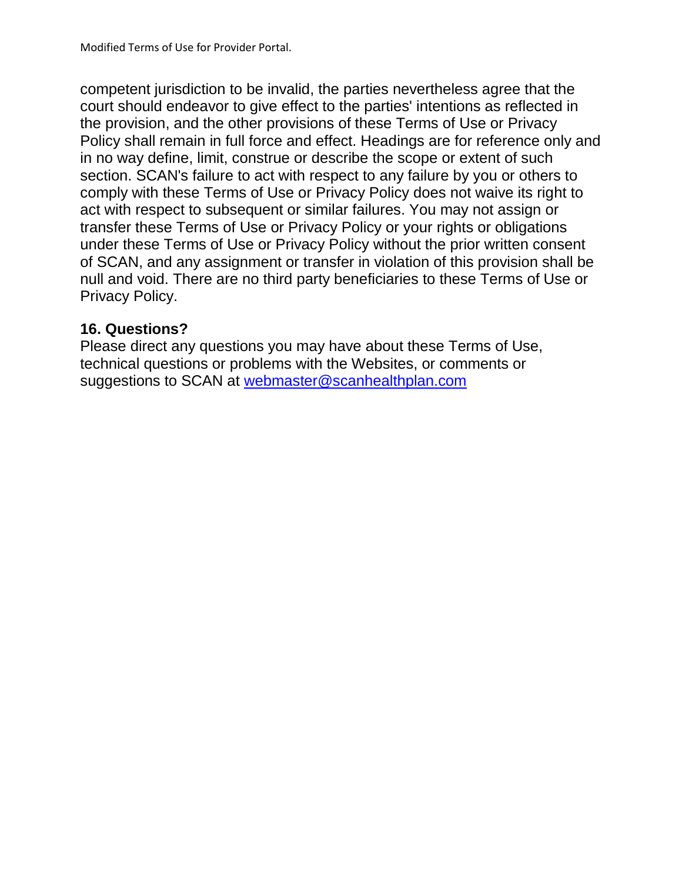competent jurisdiction to be invalid, the parties nevertheless agree that the court should endeavor to give effect to the parties' intentions as reflected in the provision, and the other provisions of these Terms of Use or Privacy Policy shall remain in full force and effect. Headings are for reference only and in no way define, limit, construe or describe the scope or extent of such section. SCAN's failure to act with respect to any failure by you or others to comply with these Terms of Use or Privacy Policy does not waive its right to act with respect to subsequent or similar failures. You may not assign or transfer these Terms of Use or Privacy Policy or your rights or obligations under these Terms of Use or Privacy Policy without the prior written consent of SCAN, and any assignment or transfer in violation of this provision shall be null and void. There are no third party beneficiaries to these Terms of Use or Privacy Policy.

## 16. Questions?

Please direct any questions you may have about these Terms of Use, technical questions or problems with the Websites, or comments or suggestions to SCAN at webmaster@scanhealthplan.com